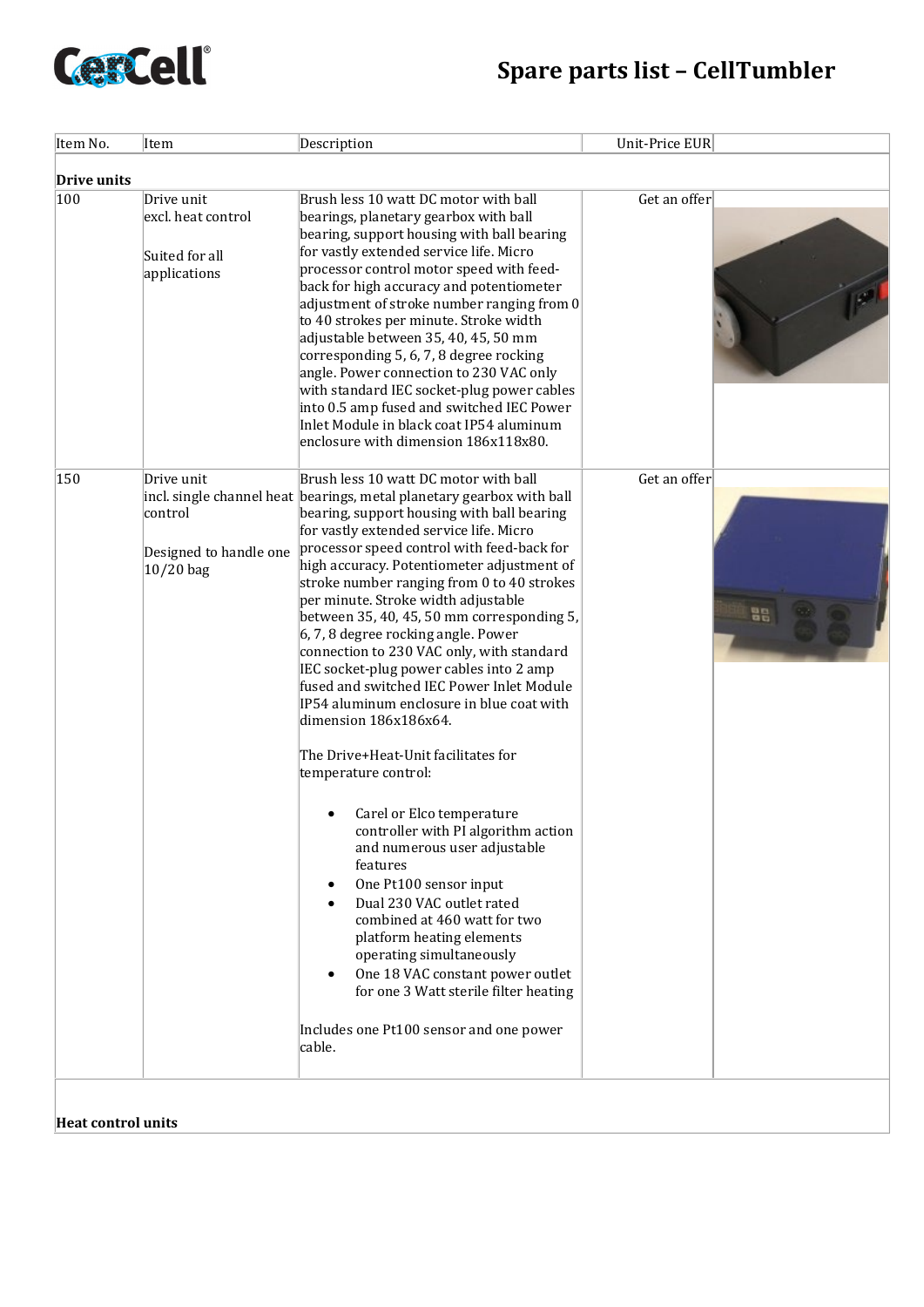# Spare parts list – CellTumbler

| Item No. | Item | Description | Unit-Price EUR | |
|---|---|---|---|---|
| **Drive units** | | | | |
| 100 | Drive unit excl. heat control<br><br>Suited for all applications | Brush less 10 watt DC motor with ball bearings, planetary gearbox with ball bearing, support housing with ball bearing for vastly extended service life. Micro processor control motor speed with feed-back for high accuracy and potentiometer adjustment of stroke number ranging from 0 to 40 strokes per minute. Stroke width adjustable between 35, 40, 45, 50 mm corresponding 5, 6, 7, 8 degree rocking angle. Power connection to 230 VAC only with standard IEC socket-plug power cables into 0.5 amp fused and switched IEC Power Inlet Module in black coat IP54 aluminum enclosure with dimension 186x118x80. | Get an offer | |
| 150 | Drive unit incl. single channel heat control<br><br>Designed to handle one 10/20 bag | Brush less 10 watt DC motor with ball bearings, metal planetary gearbox with ball bearing, support housing with ball bearing for vastly extended service life. Micro processor speed control with feed-back for high accuracy. Potentiometer adjustment of stroke number ranging from 0 to 40 strokes per minute. Stroke width adjustable between 35, 40, 45, 50 mm corresponding 5, 6, 7, 8 degree rocking angle. Power connection to 230 VAC only, with standard IEC socket-plug power cables into 2 amp fused and switched IEC Power Inlet Module IP54 aluminum enclosure in blue coat with dimension 186x186x64.<br><br>The Drive+Heat-Unit facilitates for temperature control:<br><br>• Carel or Elco temperature controller with PI algorithm action and numerous user adjustable features<br>• One Pt100 sensor input<br>• Dual 230 VAC outlet rated combined at 460 watt for two platform heating elements operating simultaneously<br>• One 18 VAC constant power outlet for one 3 Watt sterile filter heating<br><br>Includes one Pt100 sensor and one power cable. | Get an offer | |
| **Heat control units** | | | | |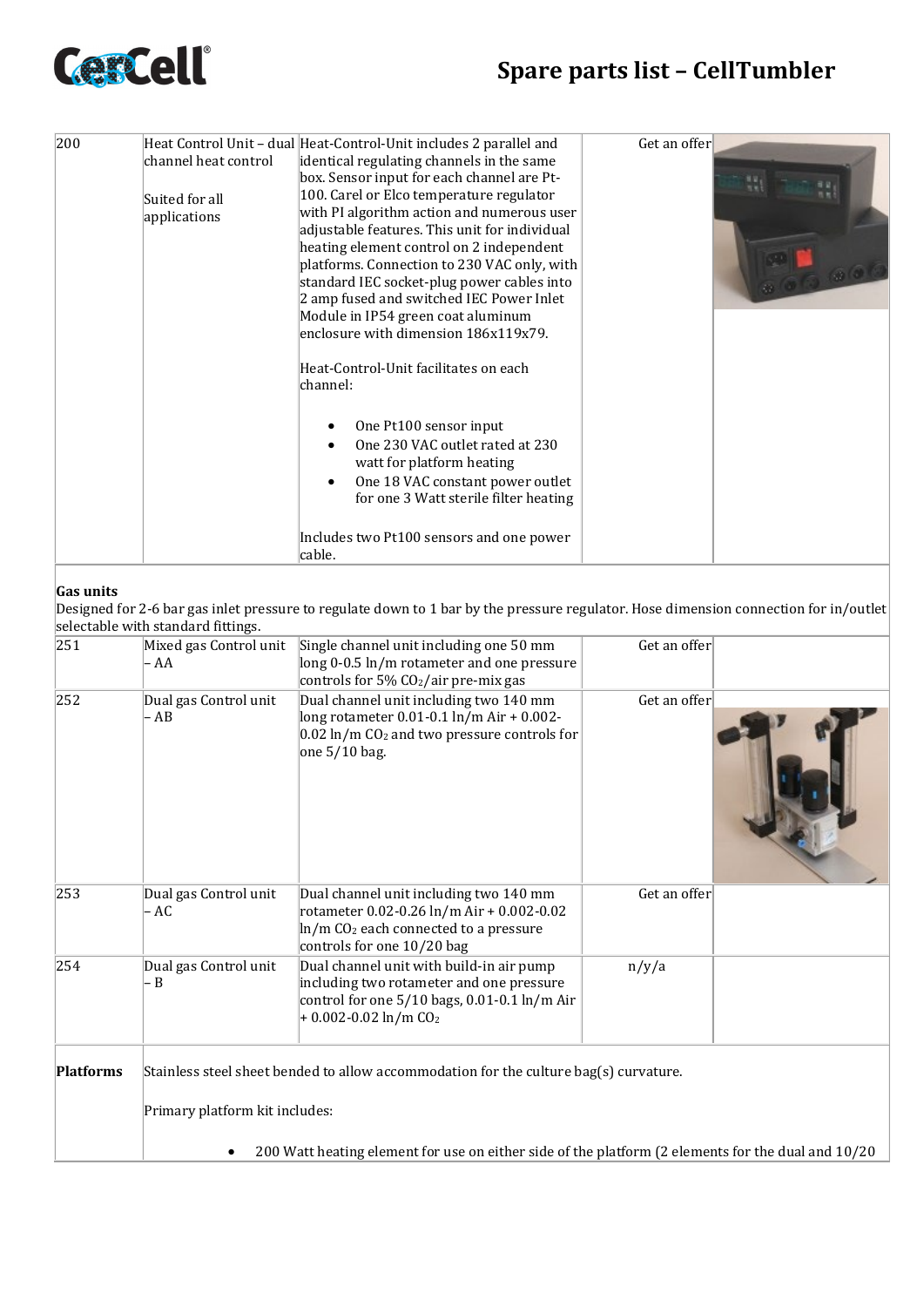# Spare parts list – CellTumbler

| | | | | |
|---|---|---|---|---|
| 200 | Heat Control Unit – dual channel heat control<br><br>Suited for all applications | Heat-Control-Unit includes 2 parallel and identical regulating channels in the same box. Sensor input for each channel are Pt-100. Carel or Elco temperature regulator with PI algorithm action and numerous user adjustable features. This unit for individual heating element control on 2 independent platforms. Connection to 230 VAC only, with standard IEC socket-plug power cables into 2 amp fused and switched IEC Power Inlet Module in IP54 green coat aluminum enclosure with dimension 186x119x79.<br><br>Heat-Control-Unit facilitates on each channel:<br><br>• One Pt100 sensor input<br>• One 230 VAC outlet rated at 230 watt for platform heating<br>• One 18 VAC constant power outlet for one 3 Watt sterile filter heating<br><br>Includes two Pt100 sensors and one power cable. | Get an offer | |

**Gas units**
Designed for 2-6 bar gas inlet pressure to regulate down to 1 bar by the pressure regulator. Hose dimension connection for in/outlet selectable with standard fittings.

| | | | | |
|---|---|---|---|---|
| 251 | Mixed gas Control unit – AA | Single channel unit including one 50 mm long 0-0.5 ln/m rotameter and one pressure controls for 5% $CO_2$/air pre-mix gas | Get an offer | |
| 252 | Dual gas Control unit – AB | Dual channel unit including two 140 mm long rotameter 0.01-0.1 ln/m Air + 0.002-0.02 ln/m $CO_2$ and two pressure controls for one 5/10 bag. | Get an offer | |
| 253 | Dual gas Control unit – AC | Dual channel unit including two 140 mm rotameter 0.02-0.26 ln/m Air + 0.002-0.02 ln/m $CO_2$ each connected to a pressure controls for one 10/20 bag | Get an offer | |
| 254 | Dual gas Control unit – B | Dual channel unit with build-in air pump including two rotameter and one pressure control for one 5/10 bags, 0.01-0.1 ln/m Air + 0.002-0.02 ln/m $CO_2$ | n/y/a | |

| | |
|---|---|
| **Platforms** | Stainless steel sheet bended to allow accommodation for the culture bag(s) curvature.<br><br>Primary platform kit includes:<br><br>• 200 Watt heating element for use on either side of the platform (2 elements for the dual and 10/20 |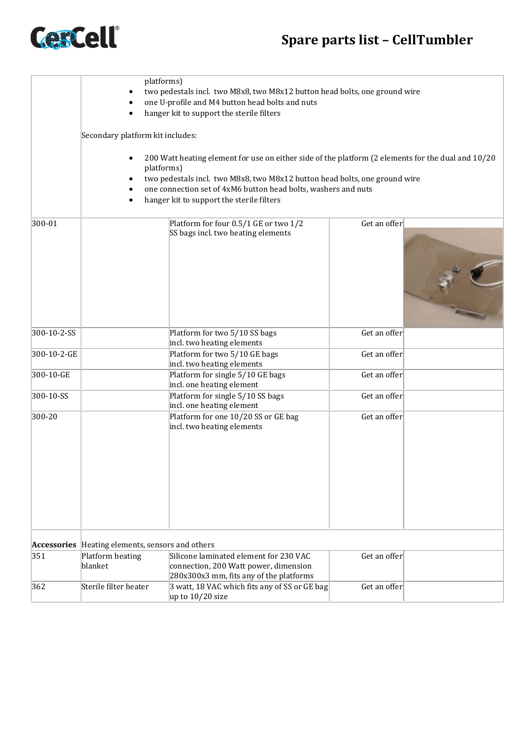| | | | | |
|---|---|---|---|---|
| | platforms)<br>• two pedestals incl. two M8x8, two M8x12 button head bolts, one ground wire<br>• one U-profile and M4 button head bolts and nuts<br>• hanger kit to support the sterile filters<br><br>Secondary platform kit includes:<br><br>• 200 Watt heating element for use on either side of the platform (2 elements for the dual and 10/20 platforms)<br>• two pedestals incl. two M8x8, two M8x12 button head bolts, one ground wire<br>• one connection set of 4xM6 button head bolts, washers and nuts<br>• hanger kit to support the sterile filters | | | |
| 300-01 | | Platform for four 0.5/1 GE or two 1/2 SS bags incl. two heating elements | Get an offer | |
| 300-10-2-SS | | Platform for two 5/10 SS bags incl. two heating elements | Get an offer | |
| 300-10-2-GE | | Platform for two 5/10 GE bags incl. two heating elements | Get an offer | |
| 300-10-GE | | Platform for single 5/10 GE bags incl. one heating element | Get an offer | |
| 300-10-SS | | Platform for single 5/10 SS bags incl. one heating element | Get an offer | |
| 300-20 | | Platform for one 10/20 SS or GE bag incl. two heating elements | Get an offer | |
| **Accessories** | Heating elements, sensors and others | | | |
| 351 | Platform heating blanket | Silicone laminated element for 230 VAC connection, 200 Watt power, dimension 280x300x3 mm, fits any of the platforms | Get an offer | |
| 362 | Sterile filter heater | 3 watt, 18 VAC which fits any of SS or GE bag up to 10/20 size | Get an offer | |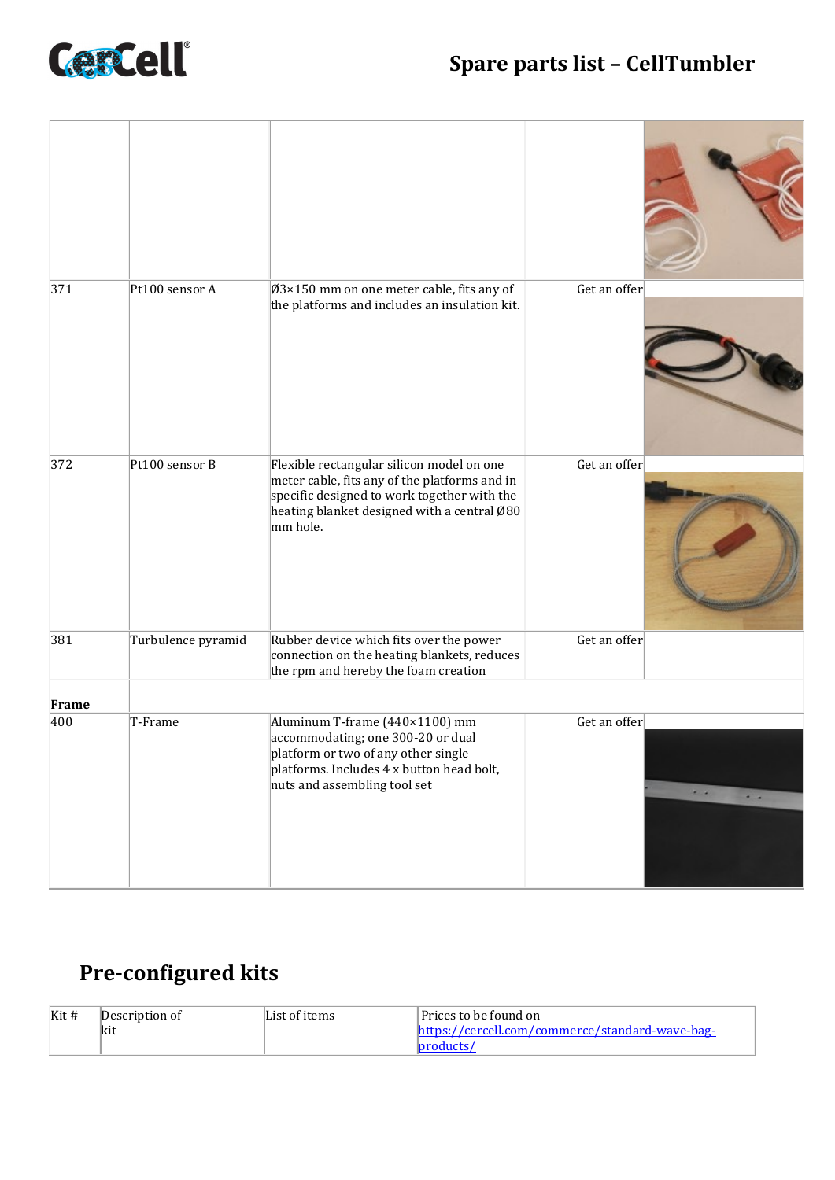| | | | | |
|---|---|---|---|---|
| | | | | |
| 371 | Pt100 sensor A | Ø3×150 mm on one meter cable, fits any of the platforms and includes an insulation kit. | Get an offer | |
| 372 | Pt100 sensor B | Flexible rectangular silicon model on one meter cable, fits any of the platforms and in specific designed to work together with the heating blanket designed with a central Ø80 mm hole. | Get an offer | |
| 381 | Turbulence pyramid | Rubber device which fits over the power connection on the heating blankets, reduces the rpm and hereby the foam creation | Get an offer | |
| **Frame** | | | | |
| 400 | T-Frame | Aluminum T-frame (440×1100) mm accommodating; one 300-20 or dual platform or two of any other single platforms. Includes 4 x button head bolt, nuts and assembling tool set | Get an offer | |

# Pre-configured kits

| Kit # | Description of kit | List of items | Prices to be found on https://cercell.com/commerce/standard-wave-bag-products/ |
|---|---|---|---|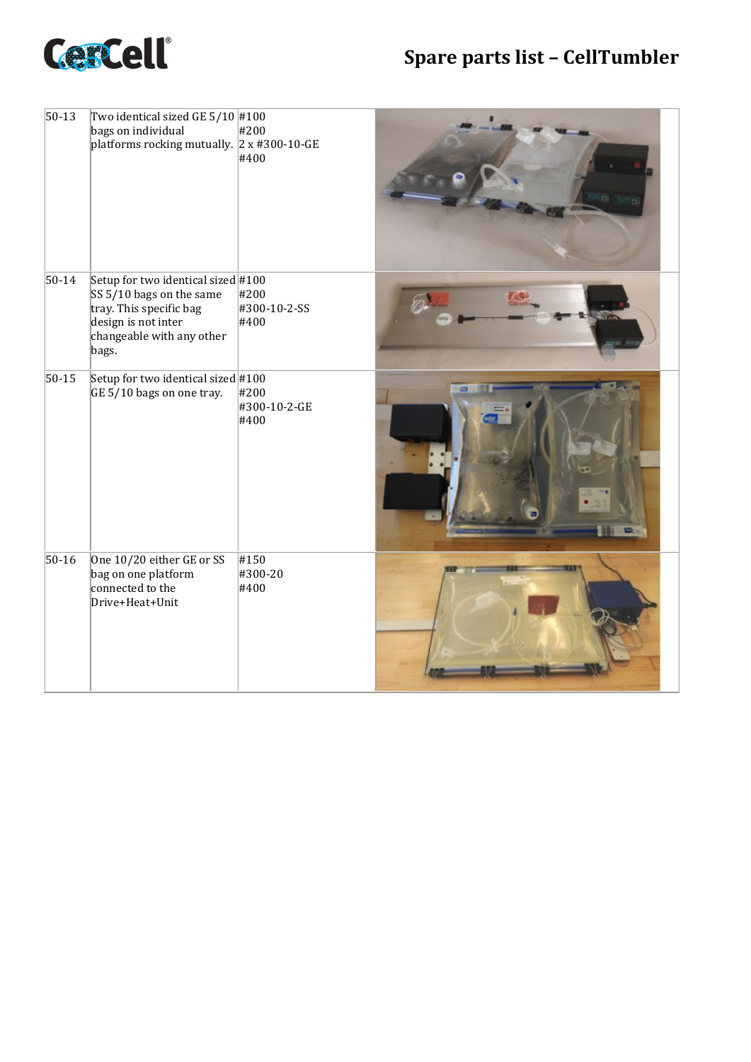| | | | |
|---|---|---|---|
| 50-13 | Two identical sized GE 5/10 bags on individual platforms rocking mutually. | #100<br>#200<br>2 x #300-10-GE<br>#400 | |
| 50-14 | Setup for two identical sized SS 5/10 bags on the same tray. This specific bag design is not inter changeable with any other bags. | #100<br>#200<br>#300-10-2-SS<br>#400 | |
| 50-15 | Setup for two identical sized GE 5/10 bags on one tray. | #100<br>#200<br>#300-10-2-GE<br>#400 | |
| 50-16 | One 10/20 either GE or SS bag on one platform connected to the Drive+Heat+Unit | #150<br>#300-20<br>#400 | |